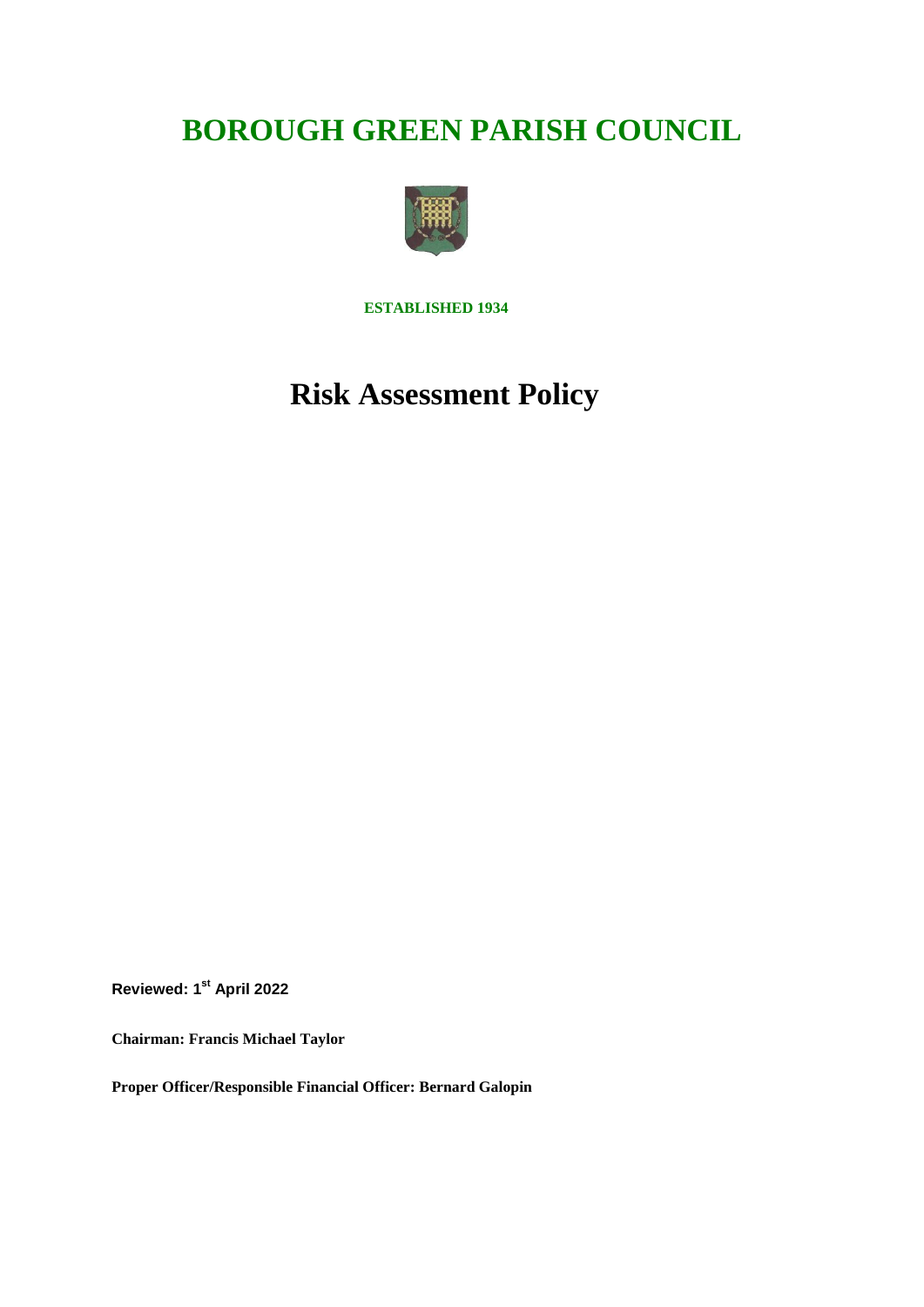# BOROUGH GREEN PARISH COUNCIL

**ESTABLISHED 1934**

# Risk Assessment Policy

**Reviewed: 1st April 2022**

**Chairman: Francis Michael Taylor**

**Proper Officer/Responsible Financial Officer: Bernard Galopin**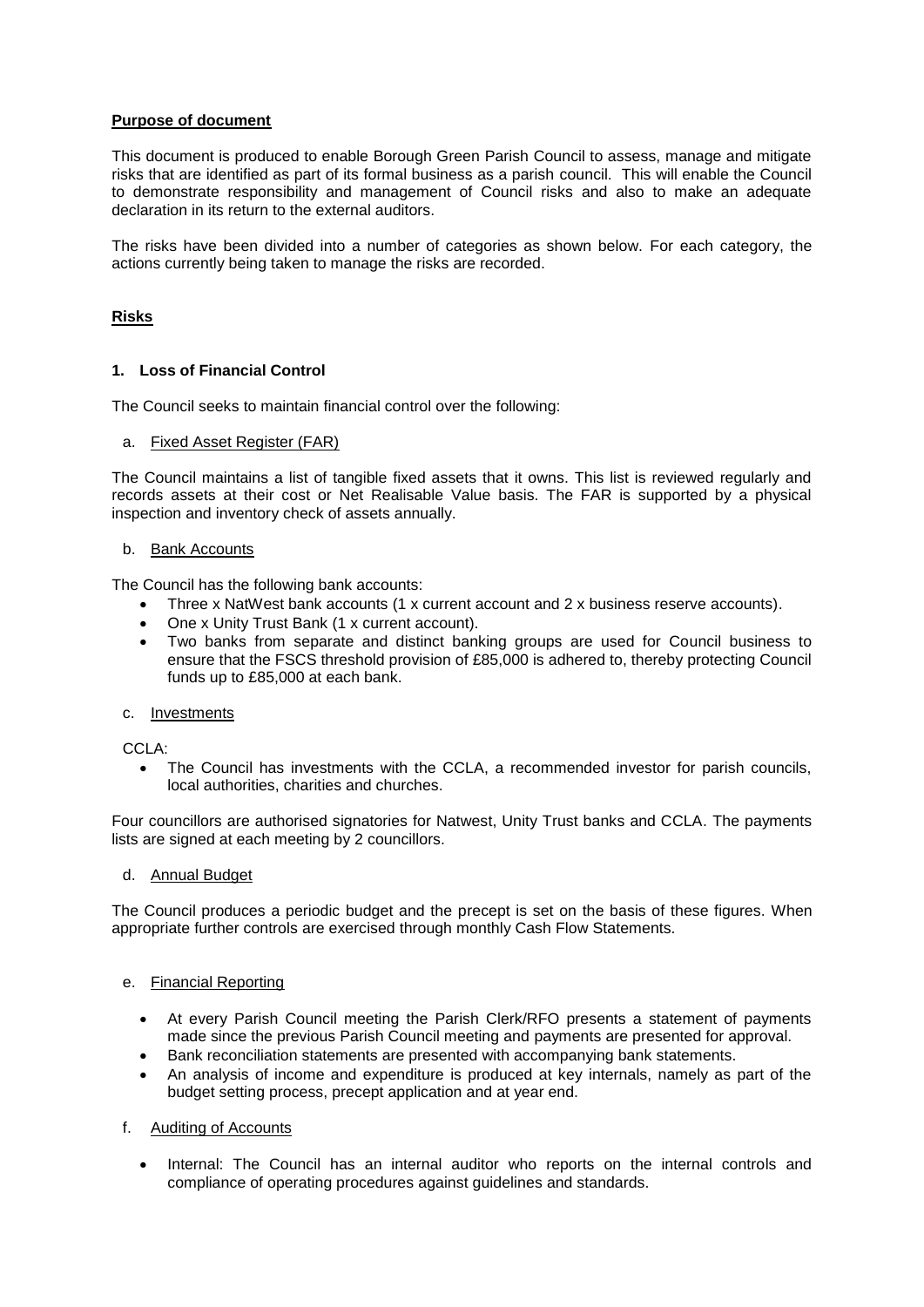**Purpose of document**

This document is produced to enable Borough Green Parish Council to assess, manage and mitigate risks that are identified as part of its formal business as a parish council. This will enable the Council to demonstrate responsibility and management of Council risks and also to make an adequate declaration in its return to the external auditors.

The risks have been divided into a number of categories as shown below. For each category, the actions currently being taken to manage the risks are recorded.

**Risks**

**1. Loss of Financial Control**

The Council seeks to maintain financial control over the following:

a. Fixed Asset Register (FAR)

The Council maintains a list of tangible fixed assets that it owns. This list is reviewed regularly and records assets at their cost or Net Realisable Value basis. The FAR is supported by a physical inspection and inventory check of assets annually.

b. Bank Accounts

The Council has the following bank accounts:

- Three x NatWest bank accounts (1 x current account and 2 x business reserve accounts).
- One x Unity Trust Bank (1 x current account).
- Two banks from separate and distinct banking groups are used for Council business to ensure that the FSCS threshold provision of £85,000 is adhered to, thereby protecting Council funds up to £85,000 at each bank.

c. Investments

CCLA:

- The Council has investments with the CCLA, a recommended investor for parish councils, local authorities, charities and churches.

Four councillors are authorised signatories for Natwest, Unity Trust banks and CCLA. The payments lists are signed at each meeting by 2 councillors.

d. Annual Budget

The Council produces a periodic budget and the precept is set on the basis of these figures. When appropriate further controls are exercised through monthly Cash Flow Statements.

e. Financial Reporting

- At every Parish Council meeting the Parish Clerk/RFO presents a statement of payments made since the previous Parish Council meeting and payments are presented for approval.
- Bank reconciliation statements are presented with accompanying bank statements.
- An analysis of income and expenditure is produced at key internals, namely as part of the budget setting process, precept application and at year end.

f. Auditing of Accounts

- Internal: The Council has an internal auditor who reports on the internal controls and compliance of operating procedures against guidelines and standards.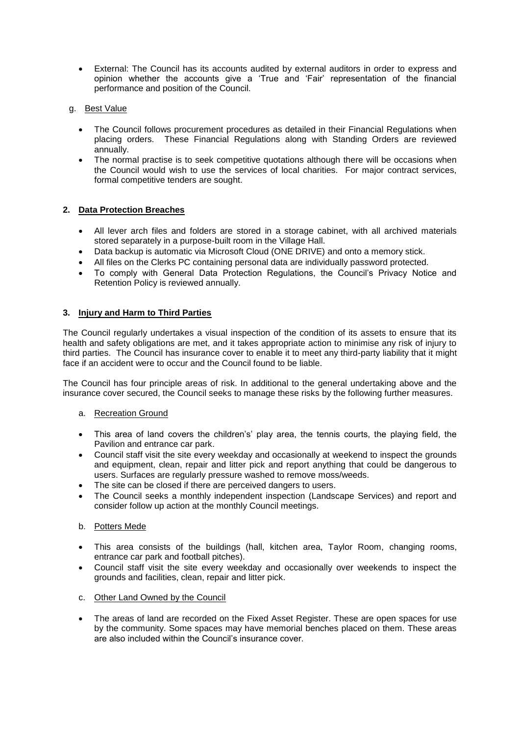- External: The Council has its accounts audited by external auditors in order to express and opinion whether the accounts give a 'True and 'Fair' representation of the financial performance and position of the Council.

g. Best Value

- The Council follows procurement procedures as detailed in their Financial Regulations when placing orders. These Financial Regulations along with Standing Orders are reviewed annually.
- The normal practise is to seek competitive quotations although there will be occasions when the Council would wish to use the services of local charities. For major contract services, formal competitive tenders are sought.

## 2. Data Protection Breaches

- All lever arch files and folders are stored in a storage cabinet, with all archived materials stored separately in a purpose-built room in the Village Hall.
- Data backup is automatic via Microsoft Cloud (ONE DRIVE) and onto a memory stick.
- All files on the Clerks PC containing personal data are individually password protected.
- To comply with General Data Protection Regulations, the Council's Privacy Notice and Retention Policy is reviewed annually.

## 3. Injury and Harm to Third Parties

The Council regularly undertakes a visual inspection of the condition of its assets to ensure that its health and safety obligations are met, and it takes appropriate action to minimise any risk of injury to third parties. The Council has insurance cover to enable it to meet any third-party liability that it might face if an accident were to occur and the Council found to be liable.

The Council has four principle areas of risk. In additional to the general undertaking above and the insurance cover secured, the Council seeks to manage these risks by the following further measures.

a. Recreation Ground

- This area of land covers the children's' play area, the tennis courts, the playing field, the Pavilion and entrance car park.
- Council staff visit the site every weekday and occasionally at weekend to inspect the grounds and equipment, clean, repair and litter pick and report anything that could be dangerous to users. Surfaces are regularly pressure washed to remove moss/weeds.
- The site can be closed if there are perceived dangers to users.
- The Council seeks a monthly independent inspection (Landscape Services) and report and consider follow up action at the monthly Council meetings.

b. Potters Mede

- This area consists of the buildings (hall, kitchen area, Taylor Room, changing rooms, entrance car park and football pitches).
- Council staff visit the site every weekday and occasionally over weekends to inspect the grounds and facilities, clean, repair and litter pick.

c. Other Land Owned by the Council

- The areas of land are recorded on the Fixed Asset Register. These are open spaces for use by the community. Some spaces may have memorial benches placed on them. These areas are also included within the Council's insurance cover.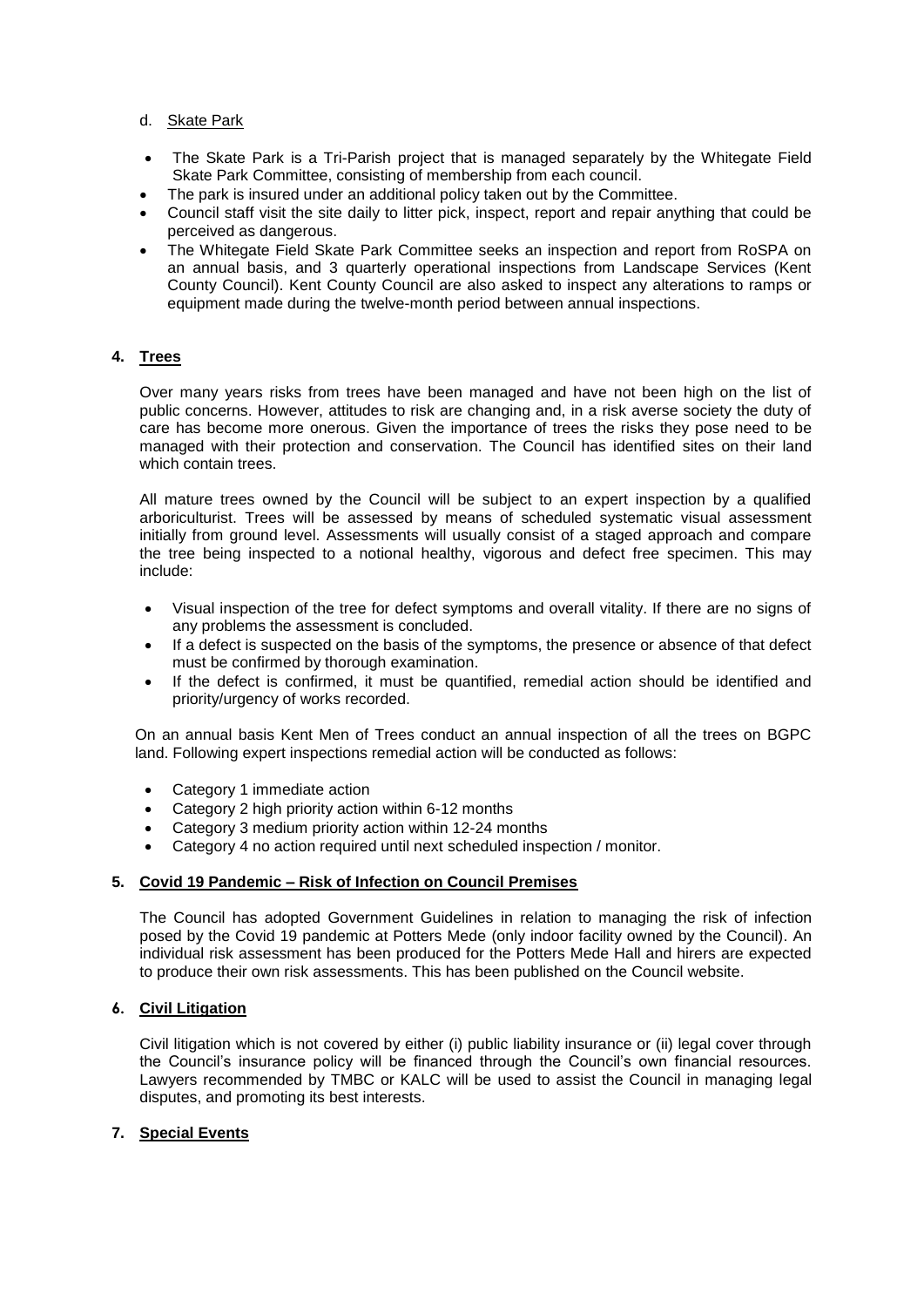d. Skate Park

- The Skate Park is a Tri-Parish project that is managed separately by the Whitegate Field Skate Park Committee, consisting of membership from each council.
- The park is insured under an additional policy taken out by the Committee.
- Council staff visit the site daily to litter pick, inspect, report and repair anything that could be perceived as dangerous.
- The Whitegate Field Skate Park Committee seeks an inspection and report from RoSPA on an annual basis, and 3 quarterly operational inspections from Landscape Services (Kent County Council). Kent County Council are also asked to inspect any alterations to ramps or equipment made during the twelve-month period between annual inspections.

## 4. Trees

Over many years risks from trees have been managed and have not been high on the list of public concerns. However, attitudes to risk are changing and, in a risk averse society the duty of care has become more onerous. Given the importance of trees the risks they pose need to be managed with their protection and conservation. The Council has identified sites on their land which contain trees.

All mature trees owned by the Council will be subject to an expert inspection by a qualified arboriculturist. Trees will be assessed by means of scheduled systematic visual assessment initially from ground level. Assessments will usually consist of a staged approach and compare the tree being inspected to a notional healthy, vigorous and defect free specimen. This may include:

- Visual inspection of the tree for defect symptoms and overall vitality. If there are no signs of any problems the assessment is concluded.
- If a defect is suspected on the basis of the symptoms, the presence or absence of that defect must be confirmed by thorough examination.
- If the defect is confirmed, it must be quantified, remedial action should be identified and priority/urgency of works recorded.

On an annual basis Kent Men of Trees conduct an annual inspection of all the trees on BGPC land. Following expert inspections remedial action will be conducted as follows:

- Category 1 immediate action
- Category 2 high priority action within 6-12 months
- Category 3 medium priority action within 12-24 months
- Category 4 no action required until next scheduled inspection / monitor.

## 5. Covid 19 Pandemic – Risk of Infection on Council Premises

The Council has adopted Government Guidelines in relation to managing the risk of infection posed by the Covid 19 pandemic at Potters Mede (only indoor facility owned by the Council). An individual risk assessment has been produced for the Potters Mede Hall and hirers are expected to produce their own risk assessments. This has been published on the Council website.

## 6. Civil Litigation

Civil litigation which is not covered by either (i) public liability insurance or (ii) legal cover through the Council's insurance policy will be financed through the Council's own financial resources. Lawyers recommended by TMBC or KALC will be used to assist the Council in managing legal disputes, and promoting its best interests.

## 7. Special Events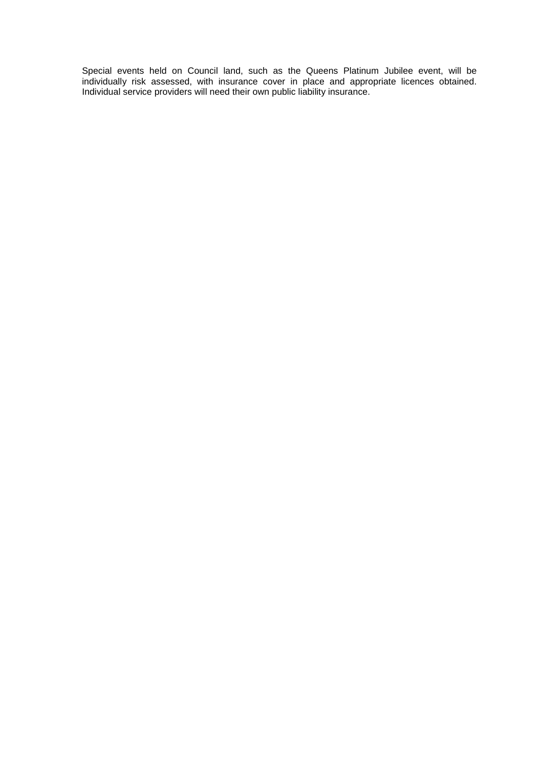Special events held on Council land, such as the Queens Platinum Jubilee event, will be individually risk assessed, with insurance cover in place and appropriate licences obtained. Individual service providers will need their own public liability insurance.